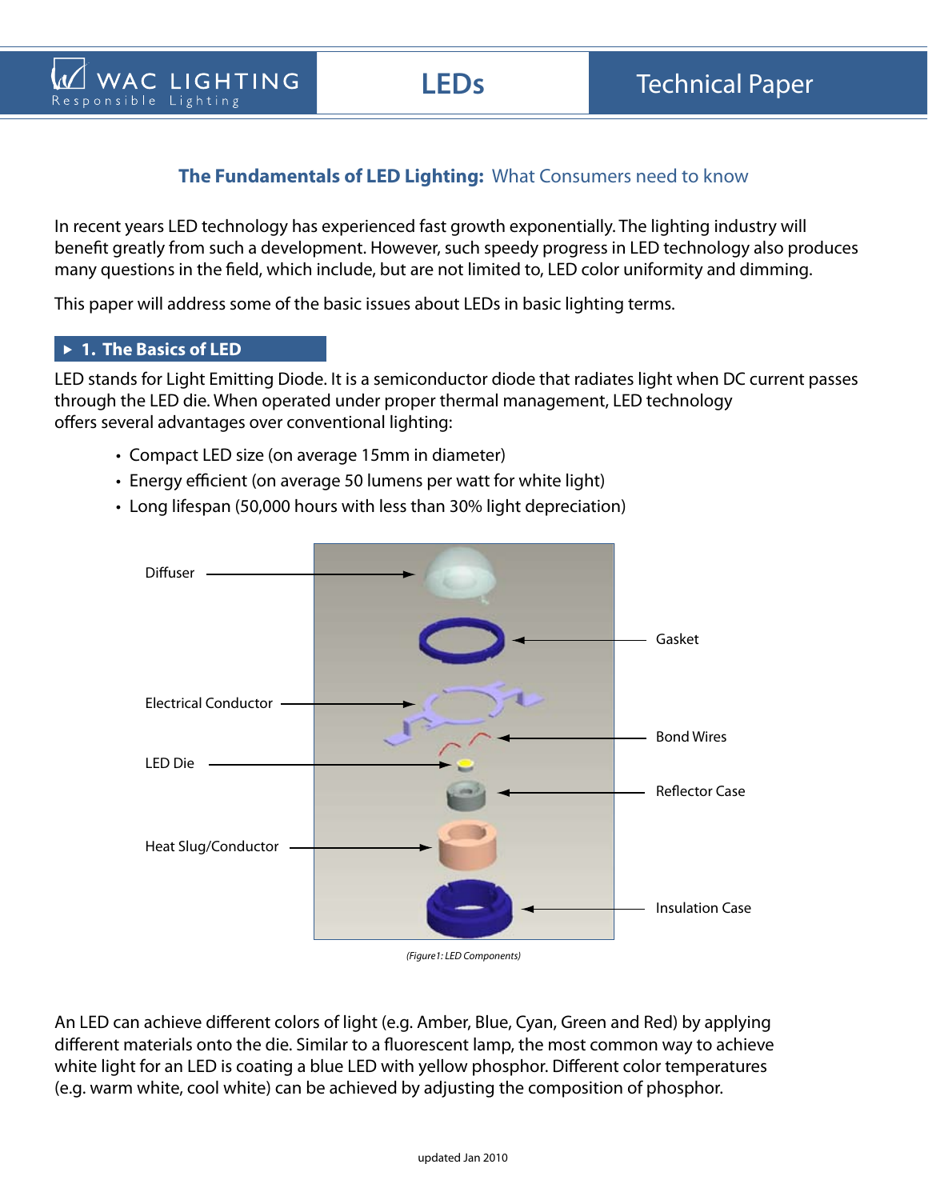# The Fundamentals of LED Lighting: What Consumers need to know

In recent years LED technology has experienced fast growth exponentially. The lighting industry will benefit greatly from such a development. However, such speedy progress in LED technology also produces many questions in the field, which include, but are not limited to, LED color uniformity and dimming.

This paper will address some of the basic issues about LEDs in basic lighting terms.

## 1. The Basics of LED

LED stands for Light Emitting Diode. It is a semiconductor diode that radiates light when DC current passes through the LED die. When operated under proper thermal management, LED technology offers several advantages over conventional lighting:

- Compact LED size (on average 15mm in diameter)
- Energy efficient (on average 50 lumens per watt for white light)
- Long lifespan (50,000 hours with less than 30% light depreciation)

Diffuser

Gasket

Electrical Conductor

Bond Wires

LED Die

Reflector Case

Heat Slug/Conductor

Insulation Case

*(Figure1: LED Components)*

An LED can achieve different colors of light (e.g. Amber, Blue, Cyan, Green and Red) by applying different materials onto the die. Similar to a fluorescent lamp, the most common way to achieve white light for an LED is coating a blue LED with yellow phosphor. Different color temperatures (e.g. warm white, cool white) can be achieved by adjusting the composition of phosphor.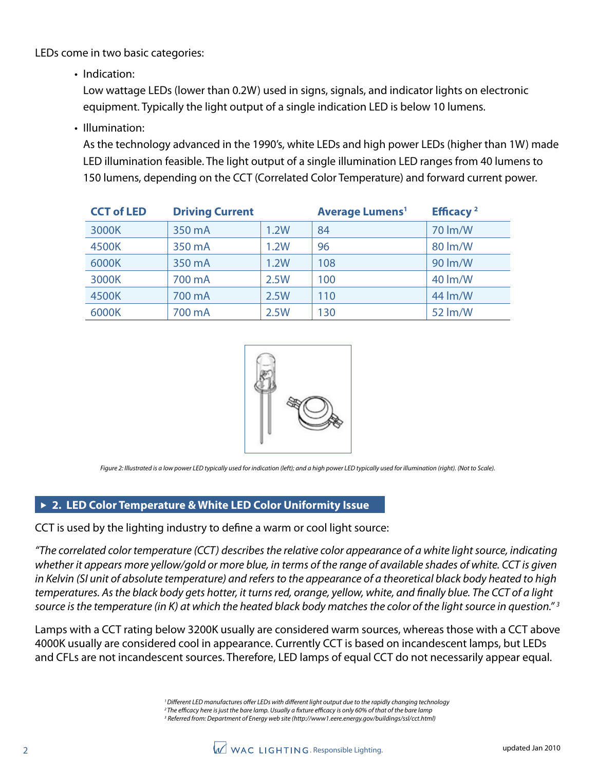LEDs come in two basic categories:

- Indication:

  Low wattage LEDs (lower than 0.2W) used in signs, signals, and indicator lights on electronic equipment. Typically the light output of a single indication LED is below 10 lumens.

- Illumination:

  As the technology advanced in the 1990's, white LEDs and high power LEDs (higher than 1W) made LED illumination feasible. The light output of a single illumination LED ranges from 40 lumens to 150 lumens, depending on the CCT (Correlated Color Temperature) and forward current power.

| CCT of LED | Driving Current | | Average Lumens[1] | Efficacy [2] |
|---|---|---|---|---|
| 3000K | 350 mA | 1.2W | 84 | 70 lm/W |
| 4500K | 350 mA | 1.2W | 96 | 80 lm/W |
| 6000K | 350 mA | 1.2W | 108 | 90 lm/W |
| 3000K | 700 mA | 2.5W | 100 | 40 lm/W |
| 4500K | 700 mA | 2.5W | 110 | 44 lm/W |
| 6000K | 700 mA | 2.5W | 130 | 52 lm/W |

*Figure 2: Illustrated is a low power LED typically used for indication (left); and a high power LED typically used for illumination (right). (Not to Scale).*

## ▸ 2. LED Color Temperature & White LED Color Uniformity Issue

CCT is used by the lighting industry to define a warm or cool light source:

*"The correlated color temperature (CCT) describes the relative color appearance of a white light source, indicating whether it appears more yellow/gold or more blue, in terms of the range of available shades of white. CCT is given in Kelvin (SI unit of absolute temperature) and refers to the appearance of a theoretical black body heated to high temperatures. As the black body gets hotter, it turns red, orange, yellow, white, and finally blue. The CCT of a light source is the temperature (in K) at which the heated black body matches the color of the light source in question."* [3]

Lamps with a CCT rating below 3200K usually are considered warm sources, whereas those with a CCT above 4000K usually are considered cool in appearance. Currently CCT is based on incandescent lamps, but LEDs and CFLs are not incandescent sources. Therefore, LED lamps of equal CCT do not necessarily appear equal.

[1] *Different LED manufactures offer LEDs with different light output due to the rapidly changing technology*
[2] *The efficacy here is just the bare lamp. Usually a fixture efficacy is only 60% of that of the bare lamp*
[3] *Referred from: Department of Energy web site (http://www1.eere.energy.gov/buildings/ssl/cct.html)*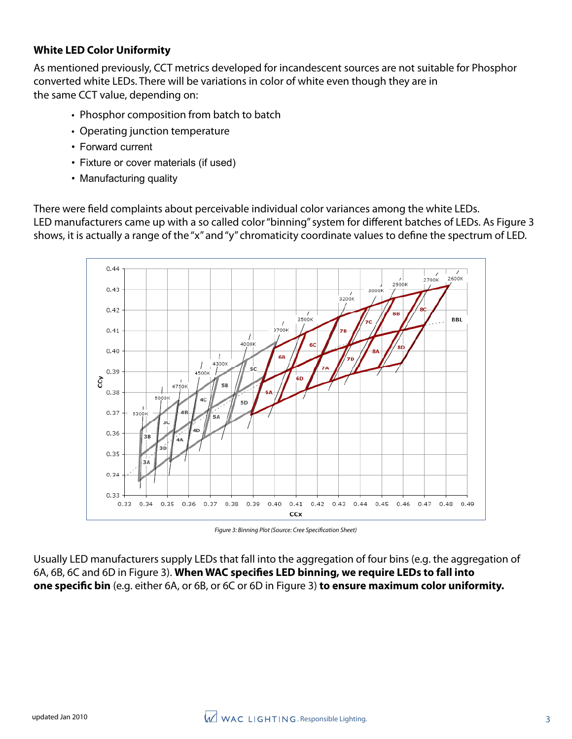### White LED Color Uniformity

As mentioned previously, CCT metrics developed for incandescent sources are not suitable for Phosphor converted white LEDs. There will be variations in color of white even though they are in the same CCT value, depending on:

- Phosphor composition from batch to batch
- Operating junction temperature
- Forward current
- Fixture or cover materials (if used)
- Manufacturing quality

There were field complaints about perceivable individual color variances among the white LEDs. LED manufacturers came up with a so called color "binning" system for different batches of LEDs. As Figure 3 shows, it is actually a range of the "x" and "y" chromaticity coordinate values to define the spectrum of LED.

CCy

0.44
0.43
0.42
0.41
0.40
0.39
0.38
0.37
0.36
0.35
0.34
0.33

CCx

0.33 0.34 0.35 0.36 0.37 0.38 0.39 0.40 0.41 0.42 0.43 0.44 0.45 0.46 0.47 0.48 0.49

5300K 5000K 4750K 4500K 4300K 4000K 3700K 3500K 3200K 3000K 2900K 2700K 2600K

BBL

3A 3B 3C 3D 4A 4B 4C 4D 5A 5B 5C 5D 6A 6B 6C 6D 7A 7B 7C 7D 8A 8B 8C 8D

*Figure 3: Binning Plot (Source: Cree Specification Sheet)*

Usually LED manufacturers supply LEDs that fall into the aggregation of four bins (e.g. the aggregation of 6A, 6B, 6C and 6D in Figure 3). **When WAC specifies LED binning, we require LEDs to fall into one specific bin** (e.g. either 6A, or 6B, or 6C or 6D in Figure 3) **to ensure maximum color uniformity.**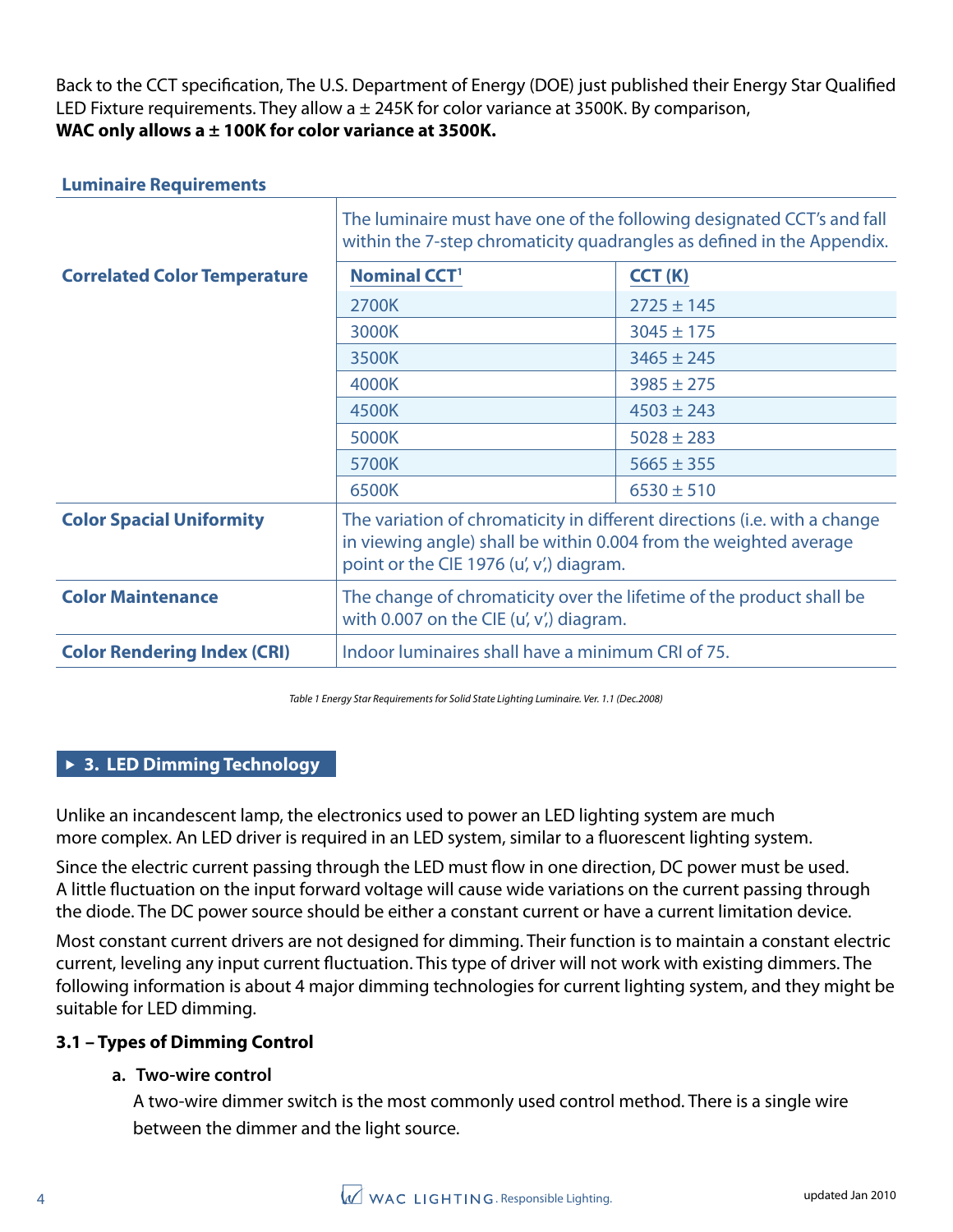Back to the CCT specification, The U.S. Department of Energy (DOE) just published their Energy Star Qualified LED Fixture requirements. They allow a ± 245K for color variance at 3500K. By comparison, **WAC only allows a ± 100K for color variance at 3500K.**

**Luminaire Requirements**

| | | |
|---|---|---|
| **Correlated Color Temperature** | The luminaire must have one of the following designated CCT's and fall within the 7-step chromaticity quadrangles as defined in the Appendix. | |
| | **Nominal CCT[1]** | **CCT (K)** |
| | 2700K | 2725 ± 145 |
| | 3000K | 3045 ± 175 |
| | 3500K | 3465 ± 245 |
| | 4000K | 3985 ± 275 |
| | 4500K | 4503 ± 243 |
| | 5000K | 5028 ± 283 |
| | 5700K | 5665 ± 355 |
| | 6500K | 6530 ± 510 |
| **Color Spacial Uniformity** | The variation of chromaticity in different directions (i.e. with a change in viewing angle) shall be within 0.004 from the weighted average point or the CIE 1976 (u', v',) diagram. | |
| **Color Maintenance** | The change of chromaticity over the lifetime of the product shall be with 0.007 on the CIE (u', v',) diagram. | |
| **Color Rendering Index (CRI)** | Indoor luminaires shall have a minimum CRI of 75. | |

*Table 1 Energy Star Requirements for Solid State Lighting Luminaire. Ver. 1.1 (Dec.2008)*

## 3. LED Dimming Technology

Unlike an incandescent lamp, the electronics used to power an LED lighting system are much more complex. An LED driver is required in an LED system, similar to a fluorescent lighting system.

Since the electric current passing through the LED must flow in one direction, DC power must be used. A little fluctuation on the input forward voltage will cause wide variations on the current passing through the diode. The DC power source should be either a constant current or have a current limitation device.

Most constant current drivers are not designed for dimming. Their function is to maintain a constant electric current, leveling any input current fluctuation. This type of driver will not work with existing dimmers. The following information is about 4 major dimming technologies for current lighting system, and they might be suitable for LED dimming.

### 3.1 – Types of Dimming Control

**a. Two-wire control**

A two-wire dimmer switch is the most commonly used control method. There is a single wire between the dimmer and the light source.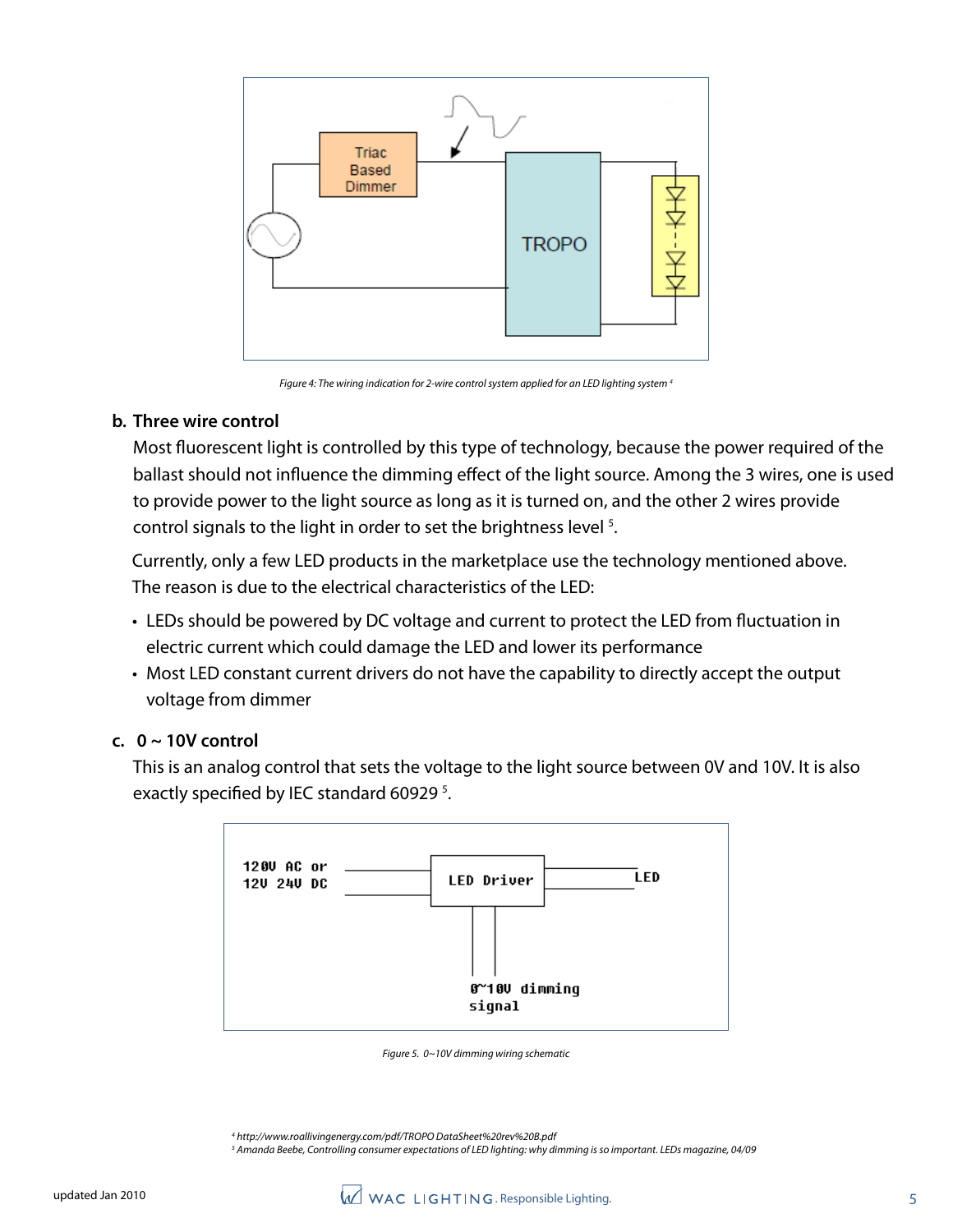Figure 4: The wiring indication for 2-wire control system applied for an LED lighting system [4]

**b. Three wire control**

Most fluorescent light is controlled by this type of technology, because the power required of the ballast should not influence the dimming effect of the light source. Among the 3 wires, one is used to provide power to the light source as long as it is turned on, and the other 2 wires provide control signals to the light in order to set the brightness level [5].

Currently, only a few LED products in the marketplace use the technology mentioned above. The reason is due to the electrical characteristics of the LED:

- LEDs should be powered by DC voltage and current to protect the LED from fluctuation in electric current which could damage the LED and lower its performance
- Most LED constant current drivers do not have the capability to directly accept the output voltage from dimmer

**c. 0 ~ 10V control**

This is an analog control that sets the voltage to the light source between 0V and 10V. It is also exactly specified by IEC standard 60929 [5].

Figure 5. 0~10V dimming wiring schematic

[4] http://www.roallivingenergy.com/pdf/TROPO DataSheet%20rev%20B.pdf

[5] Amanda Beebe, Controlling consumer expectations of LED lighting: why dimming is so important. LEDs magazine, 04/09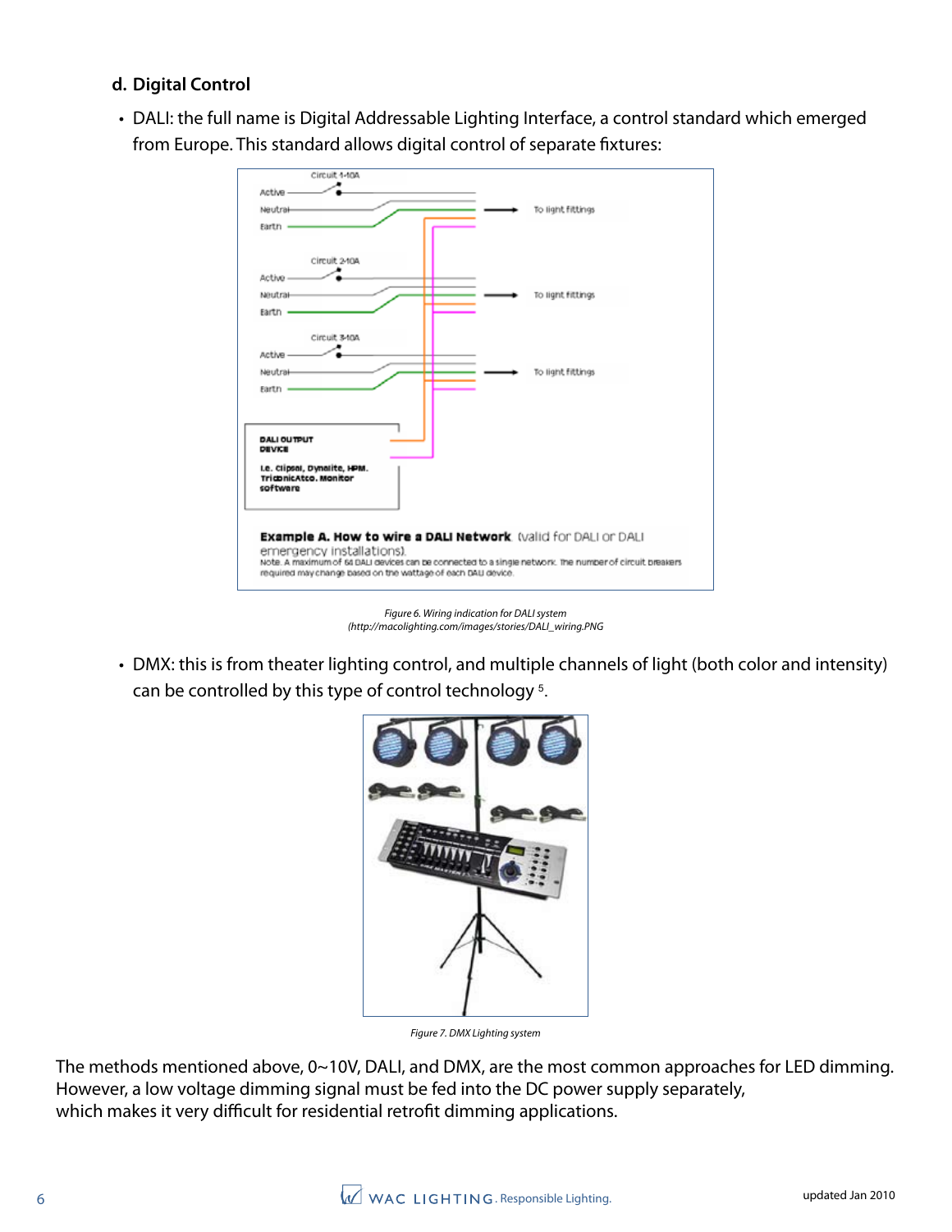### d. Digital Control

- DALI: the full name is Digital Addressable Lighting Interface, a control standard which emerged from Europe. This standard allows digital control of separate fixtures:

Circuit 1-10A
Active
Neutral
Earth
To light fittings

Circuit 2-10A
Active
Neutral
Earth
To light fittings

Circuit 3-10A
Active
Neutral
Earth
To light fittings

DALI OUTPUT DEVICE

I.e. Clipsal, Dynalite, HPM. TridonicAtco. Monitor software

**Example A. How to wire a DALI Network** (valid for DALI or DALI emergency installations).
Note. A maximum of 64 DALI devices can be connected to a single network. The number of circuit breakers required may change based on the wattage of each DALI device.

*Figure 6. Wiring indication for DALI system (http://macolighting.com/images/stories/DALI_wiring.PNG*

- DMX: this is from theater lighting control, and multiple channels of light (both color and intensity) can be controlled by this type of control technology [5].

*Figure 7. DMX Lighting system*

The methods mentioned above, 0~10V, DALI, and DMX, are the most common approaches for LED dimming. However, a low voltage dimming signal must be fed into the DC power supply separately, which makes it very difficult for residential retrofit dimming applications.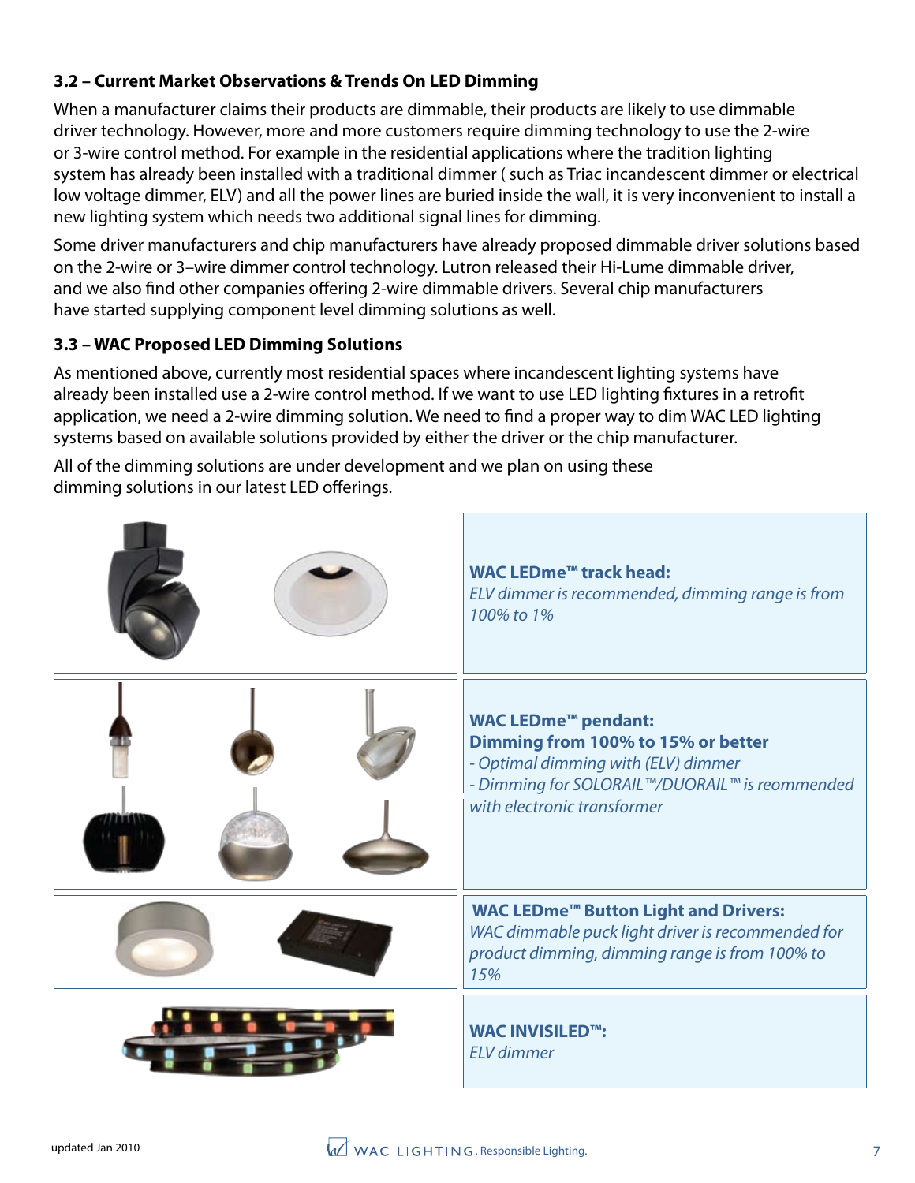### 3.2 – Current Market Observations & Trends On LED Dimming

When a manufacturer claims their products are dimmable, their products are likely to use dimmable driver technology. However, more and more customers require dimming technology to use the 2-wire or 3-wire control method. For example in the residential applications where the tradition lighting system has already been installed with a traditional dimmer ( such as Triac incandescent dimmer or electrical low voltage dimmer, ELV) and all the power lines are buried inside the wall, it is very inconvenient to install a new lighting system which needs two additional signal lines for dimming.

Some driver manufacturers and chip manufacturers have already proposed dimmable driver solutions based on the 2-wire or 3–wire dimmer control technology. Lutron released their Hi-Lume dimmable driver, and we also find other companies offering 2-wire dimmable drivers. Several chip manufacturers have started supplying component level dimming solutions as well.

### 3.3 – WAC Proposed LED Dimming Solutions

As mentioned above, currently most residential spaces where incandescent lighting systems have already been installed use a 2-wire control method. If we want to use LED lighting fixtures in a retrofit application, we need a 2-wire dimming solution. We need to find a proper way to dim WAC LED lighting systems based on available solutions provided by either the driver or the chip manufacturer.

All of the dimming solutions are under development and we plan on using these dimming solutions in our latest LED offerings.

**WAC LEDme™ track head:**
*ELV dimmer is recommended, dimming range is from 100% to 1%*

**WAC LEDme™ pendant:**
**Dimming from 100% to 15% or better**
*- Optimal dimming with (ELV) dimmer*
*- Dimming for SOLORAIL™/DUORAIL™ is reommended with electronic transformer*

**WAC LEDme™ Button Light and Drivers:**
*WAC dimmable puck light driver is recommended for product dimming, dimming range is from 100% to 15%*

**WAC INVISILED™:**
*ELV dimmer*

updated Jan 2010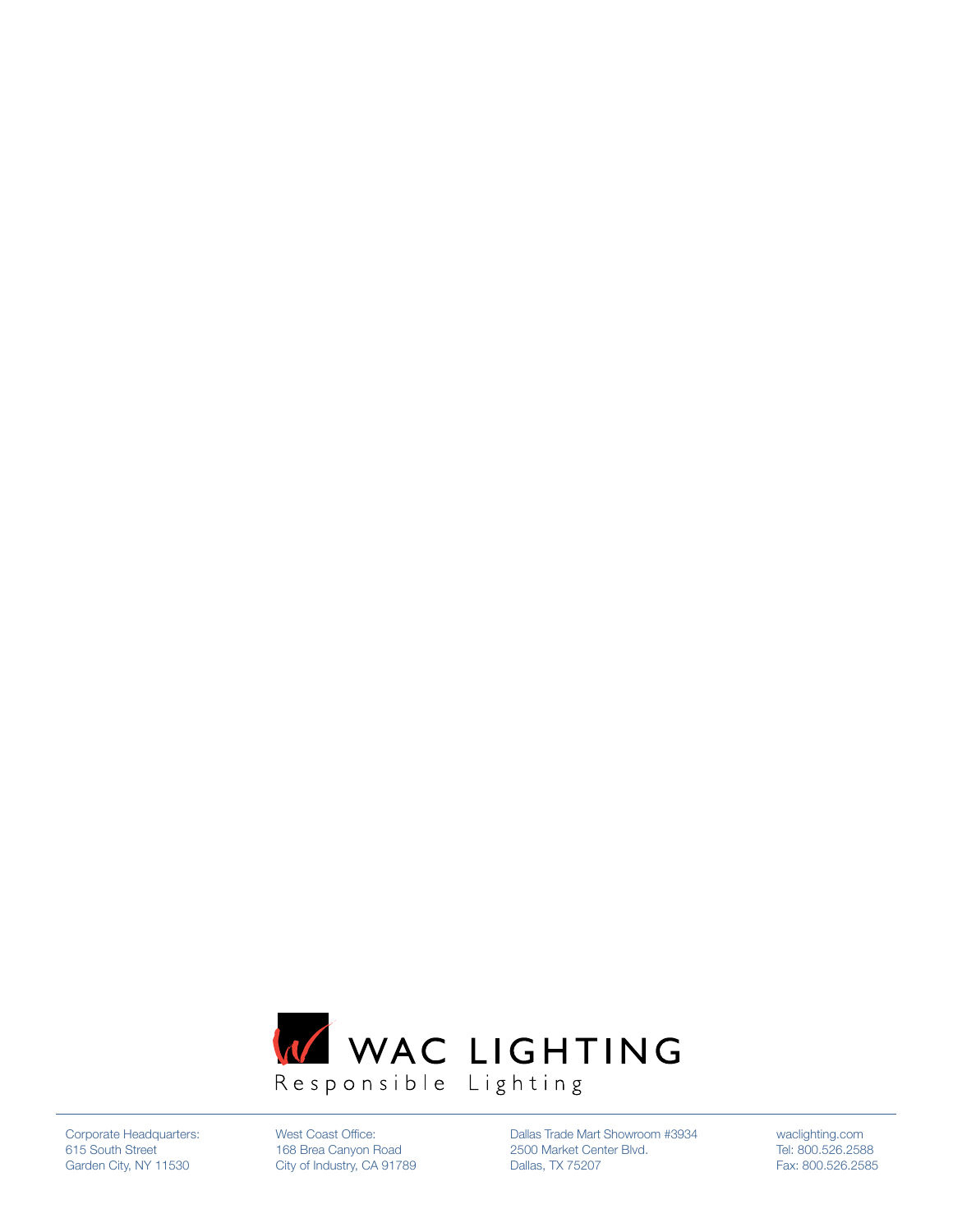WAC LIGHTING

Responsible Lighting

Corporate Headquarters:
615 South Street
Garden City, NY 11530

West Coast Office:
168 Brea Canyon Road
City of Industry, CA 91789

Dallas Trade Mart Showroom #3934
2500 Market Center Blvd.
Dallas, TX 75207

waclighting.com
Tel: 800.526.2588
Fax: 800.526.2585